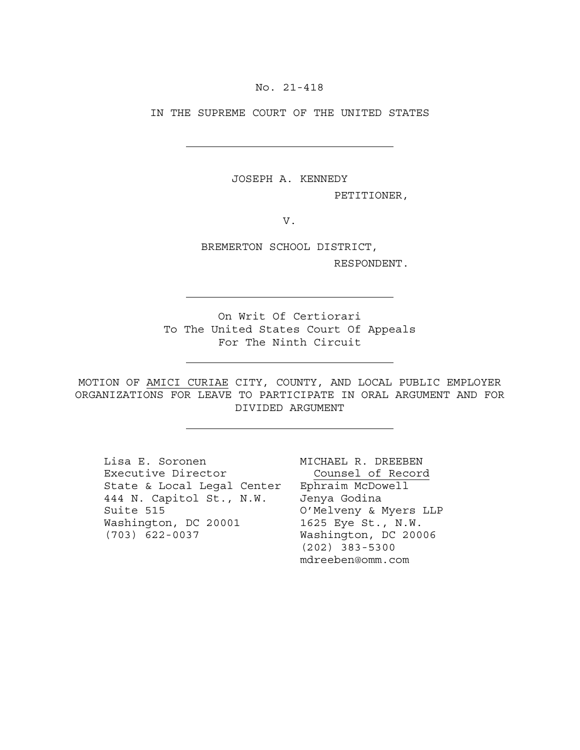No. 21-418

IN THE SUPREME COURT OF THE UNITED STATES

---

JOSEPH A. KENNEDY

PETITIONER,

V.

BREMERTON SCHOOL DISTRICT,

RESPONDENT.

---

On Writ Of Certiorari
To The United States Court Of Appeals
For The Ninth Circuit

---

MOTION OF AMICI CURIAE CITY, COUNTY, AND LOCAL PUBLIC EMPLOYER ORGANIZATIONS FOR LEAVE TO PARTICIPATE IN ORAL ARGUMENT AND FOR DIVIDED ARGUMENT

---

Lisa E. Soronen
Executive Director
State & Local Legal Center
444 N. Capitol St., N.W.
Suite 515
Washington, DC 20001
(703) 622-0037

MICHAEL R. DREEBEN
Counsel of Record
Ephraim McDowell
Jenya Godina
O'Melveny & Myers LLP
1625 Eye St., N.W.
Washington, DC 20006
(202) 383-5300
mdreeben@omm.com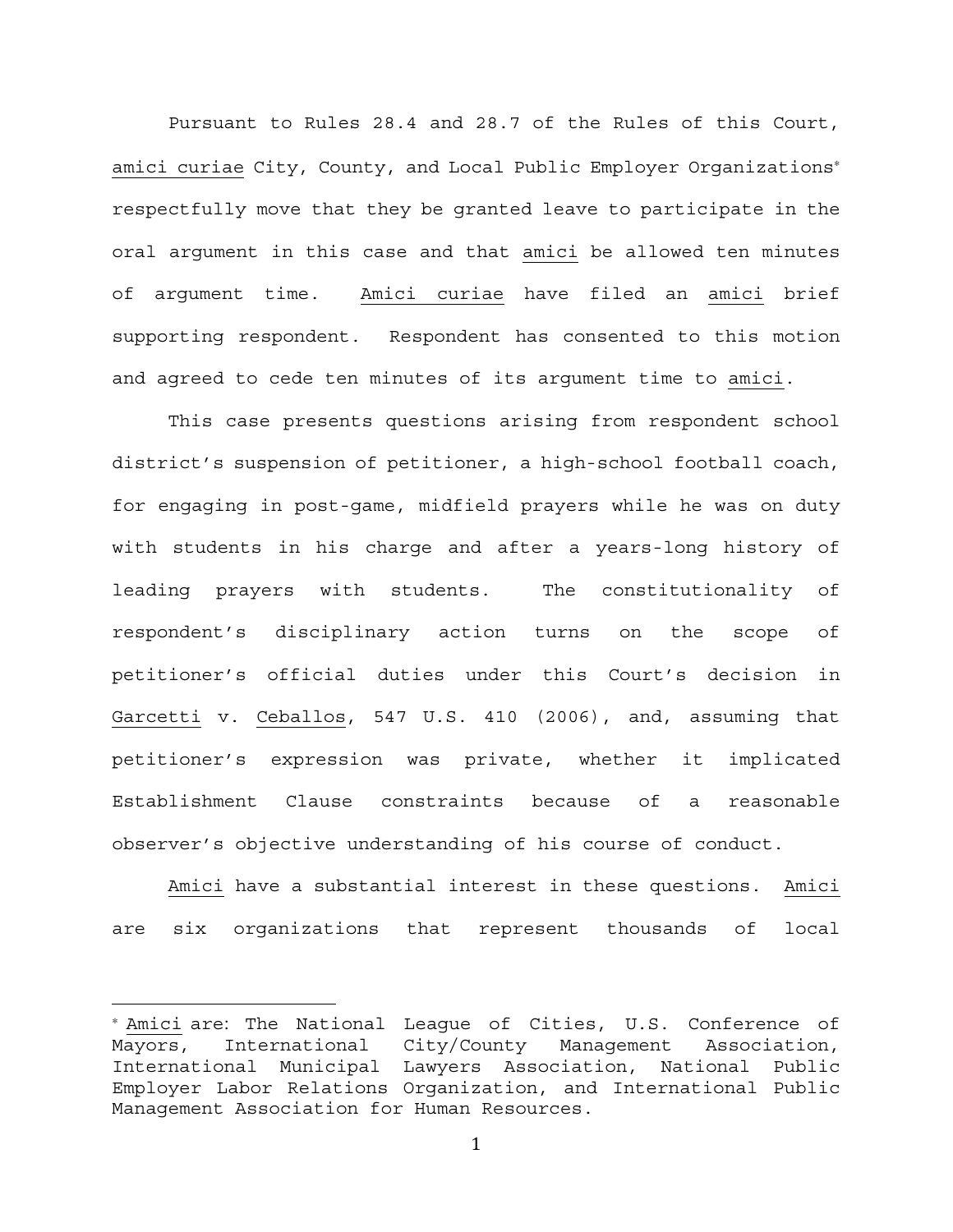Pursuant to Rules 28.4 and 28.7 of the Rules of this Court, _amici curiae_ City, County, and Local Public Employer Organizations[*] respectfully move that they be granted leave to participate in the oral argument in this case and that _amici_ be allowed ten minutes of argument time. _Amici curiae_ have filed an _amici_ brief supporting respondent. Respondent has consented to this motion and agreed to cede ten minutes of its argument time to _amici_.

This case presents questions arising from respondent school district's suspension of petitioner, a high-school football coach, for engaging in post-game, midfield prayers while he was on duty with students in his charge and after a years-long history of leading prayers with students. The constitutionality of respondent's disciplinary action turns on the scope of petitioner's official duties under this Court's decision in _Garcetti_ v. _Ceballos_, 547 U.S. 410 (2006), and, assuming that petitioner's expression was private, whether it implicated Establishment Clause constraints because of a reasonable observer's objective understanding of his course of conduct.

_Amici_ have a substantial interest in these questions. _Amici_ are six organizations that represent thousands of local

---

[*] _Amici_ are: The National League of Cities, U.S. Conference of Mayors, International City/County Management Association, International Municipal Lawyers Association, National Public Employer Labor Relations Organization, and International Public Management Association for Human Resources.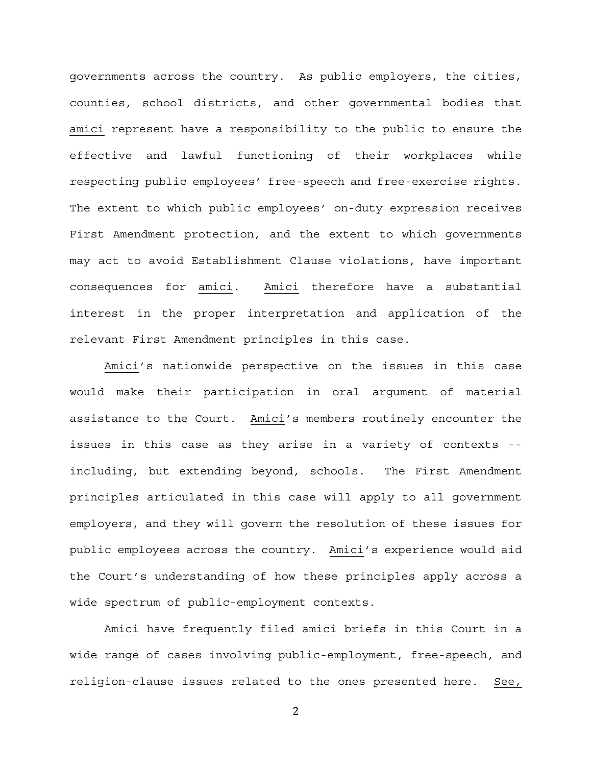governments across the country. As public employers, the cities, counties, school districts, and other governmental bodies that amici represent have a responsibility to the public to ensure the effective and lawful functioning of their workplaces while respecting public employees' free-speech and free-exercise rights. The extent to which public employees' on-duty expression receives First Amendment protection, and the extent to which governments may act to avoid Establishment Clause violations, have important consequences for amici. Amici therefore have a substantial interest in the proper interpretation and application of the relevant First Amendment principles in this case.

Amici's nationwide perspective on the issues in this case would make their participation in oral argument of material assistance to the Court. Amici's members routinely encounter the issues in this case as they arise in a variety of contexts -- including, but extending beyond, schools. The First Amendment principles articulated in this case will apply to all government employers, and they will govern the resolution of these issues for public employees across the country. Amici's experience would aid the Court's understanding of how these principles apply across a wide spectrum of public-employment contexts.

Amici have frequently filed amici briefs in this Court in a wide range of cases involving public-employment, free-speech, and religion-clause issues related to the ones presented here. See,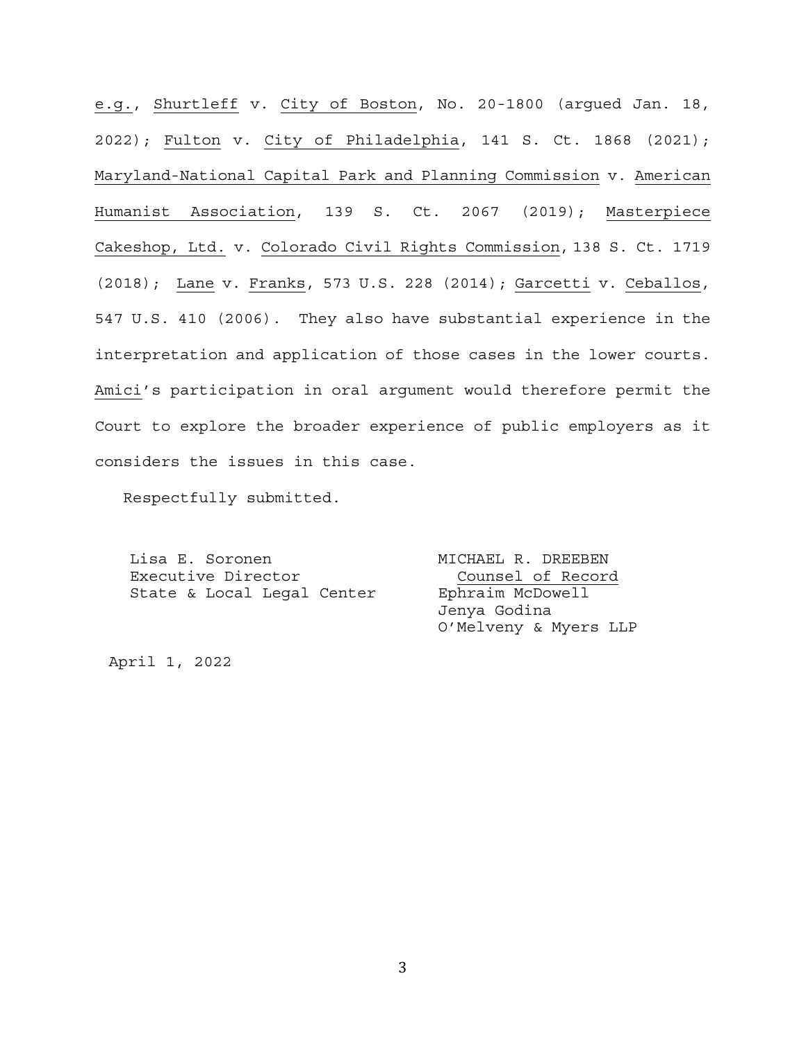e.g., Shurtleff v. City of Boston, No. 20-1800 (argued Jan. 18, 2022); Fulton v. City of Philadelphia, 141 S. Ct. 1868 (2021); Maryland-National Capital Park and Planning Commission v. American Humanist Association, 139 S. Ct. 2067 (2019); Masterpiece Cakeshop, Ltd. v. Colorado Civil Rights Commission, 138 S. Ct. 1719 (2018); Lane v. Franks, 573 U.S. 228 (2014); Garcetti v. Ceballos, 547 U.S. 410 (2006). They also have substantial experience in the interpretation and application of those cases in the lower courts. Amici's participation in oral argument would therefore permit the Court to explore the broader experience of public employers as it considers the issues in this case.

Respectfully submitted.

Lisa E. Soronen
Executive Director
State & Local Legal Center

MICHAEL R. DREEBEN
Counsel of Record
Ephraim McDowell
Jenya Godina
O'Melveny & Myers LLP

April 1, 2022